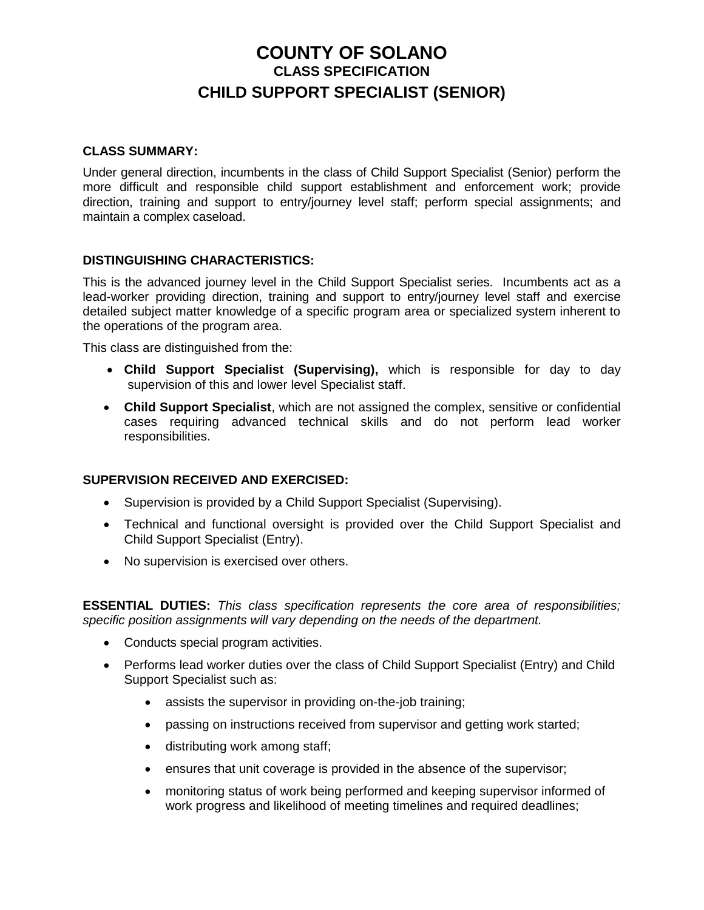# COUNTY OF SOLANO

## CLASS SPECIFICATION

## CHILD SUPPORT SPECIALIST (SENIOR)

### CLASS SUMMARY:

Under general direction, incumbents in the class of Child Support Specialist (Senior) perform the more difficult and responsible child support establishment and enforcement work; provide direction, training and support to entry/journey level staff; perform special assignments; and maintain a complex caseload.

### DISTINGUISHING CHARACTERISTICS:

This is the advanced journey level in the Child Support Specialist series. Incumbents act as a lead-worker providing direction, training and support to entry/journey level staff and exercise detailed subject matter knowledge of a specific program area or specialized system inherent to the operations of the program area.

This class are distinguished from the:

- **Child Support Specialist (Supervising),** which is responsible for day to day supervision of this and lower level Specialist staff.
- **Child Support Specialist**, which are not assigned the complex, sensitive or confidential cases requiring advanced technical skills and do not perform lead worker responsibilities.

### SUPERVISION RECEIVED AND EXERCISED:

- Supervision is provided by a Child Support Specialist (Supervising).
- Technical and functional oversight is provided over the Child Support Specialist and Child Support Specialist (Entry).
- No supervision is exercised over others.

**ESSENTIAL DUTIES:** *This class specification represents the core area of responsibilities; specific position assignments will vary depending on the needs of the department.*

- Conducts special program activities.
- Performs lead worker duties over the class of Child Support Specialist (Entry) and Child Support Specialist such as:
  - assists the supervisor in providing on-the-job training;
  - passing on instructions received from supervisor and getting work started;
  - distributing work among staff;
  - ensures that unit coverage is provided in the absence of the supervisor;
  - monitoring status of work being performed and keeping supervisor informed of work progress and likelihood of meeting timelines and required deadlines;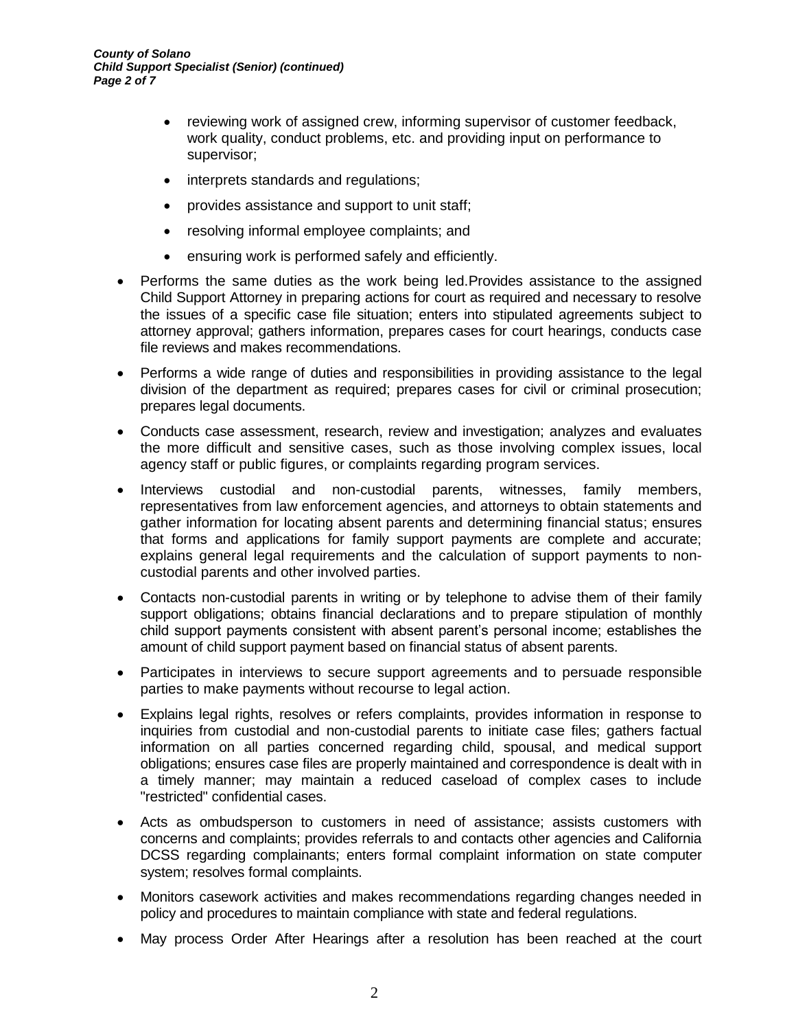- reviewing work of assigned crew, informing supervisor of customer feedback, work quality, conduct problems, etc. and providing input on performance to supervisor;
  - interprets standards and regulations;
  - provides assistance and support to unit staff;
  - resolving informal employee complaints; and
  - ensuring work is performed safely and efficiently.

- Performs the same duties as the work being led.Provides assistance to the assigned Child Support Attorney in preparing actions for court as required and necessary to resolve the issues of a specific case file situation; enters into stipulated agreements subject to attorney approval; gathers information, prepares cases for court hearings, conducts case file reviews and makes recommendations.
- Performs a wide range of duties and responsibilities in providing assistance to the legal division of the department as required; prepares cases for civil or criminal prosecution; prepares legal documents.
- Conducts case assessment, research, review and investigation; analyzes and evaluates the more difficult and sensitive cases, such as those involving complex issues, local agency staff or public figures, or complaints regarding program services.
- Interviews custodial and non-custodial parents, witnesses, family members, representatives from law enforcement agencies, and attorneys to obtain statements and gather information for locating absent parents and determining financial status; ensures that forms and applications for family support payments are complete and accurate; explains general legal requirements and the calculation of support payments to non-custodial parents and other involved parties.
- Contacts non-custodial parents in writing or by telephone to advise them of their family support obligations; obtains financial declarations and to prepare stipulation of monthly child support payments consistent with absent parent's personal income; establishes the amount of child support payment based on financial status of absent parents.
- Participates in interviews to secure support agreements and to persuade responsible parties to make payments without recourse to legal action.
- Explains legal rights, resolves or refers complaints, provides information in response to inquiries from custodial and non-custodial parents to initiate case files; gathers factual information on all parties concerned regarding child, spousal, and medical support obligations; ensures case files are properly maintained and correspondence is dealt with in a timely manner; may maintain a reduced caseload of complex cases to include "restricted" confidential cases.
- Acts as ombudsperson to customers in need of assistance; assists customers with concerns and complaints; provides referrals to and contacts other agencies and California DCSS regarding complainants; enters formal complaint information on state computer system; resolves formal complaints.
- Monitors casework activities and makes recommendations regarding changes needed in policy and procedures to maintain compliance with state and federal regulations.
- May process Order After Hearings after a resolution has been reached at the court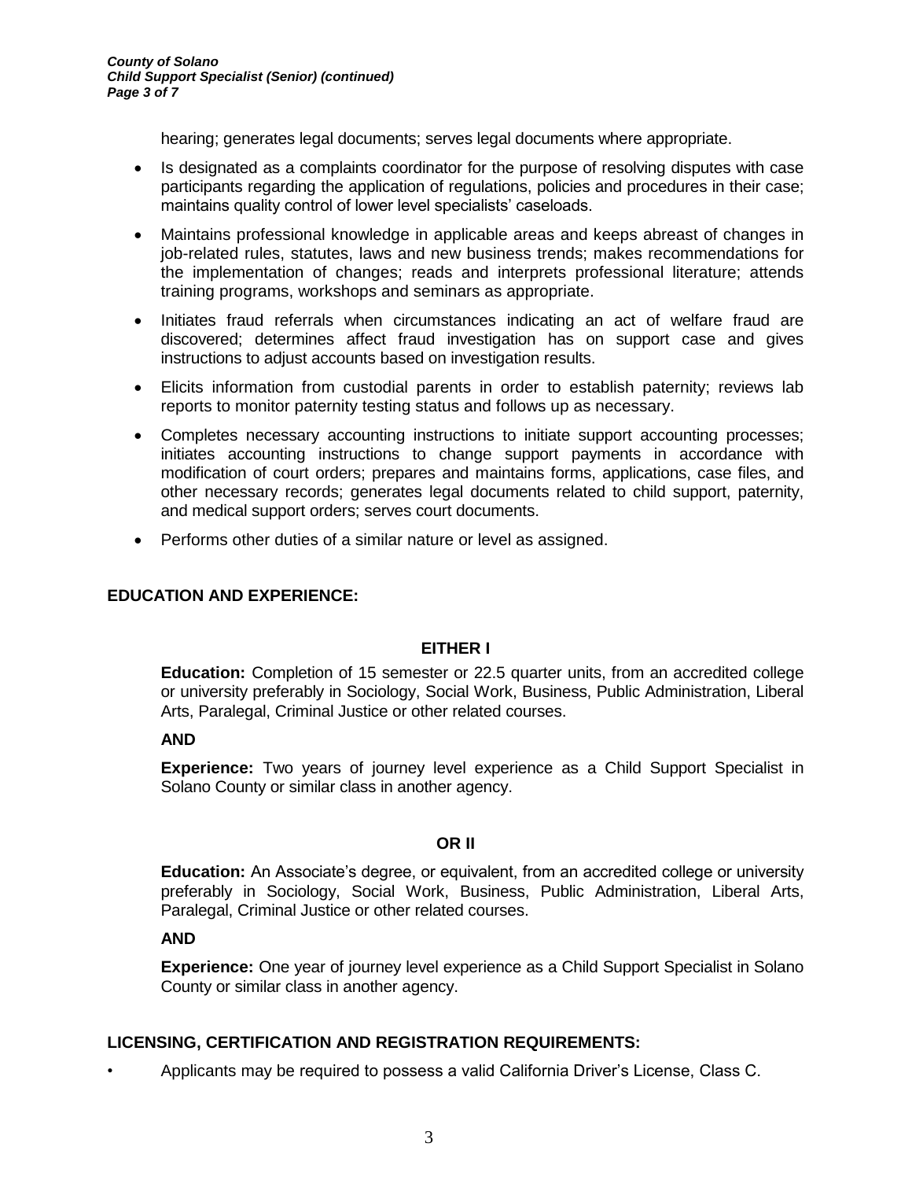hearing; generates legal documents; serves legal documents where appropriate.

- Is designated as a complaints coordinator for the purpose of resolving disputes with case participants regarding the application of regulations, policies and procedures in their case; maintains quality control of lower level specialists' caseloads.
- Maintains professional knowledge in applicable areas and keeps abreast of changes in job-related rules, statutes, laws and new business trends; makes recommendations for the implementation of changes; reads and interprets professional literature; attends training programs, workshops and seminars as appropriate.
- Initiates fraud referrals when circumstances indicating an act of welfare fraud are discovered; determines affect fraud investigation has on support case and gives instructions to adjust accounts based on investigation results.
- Elicits information from custodial parents in order to establish paternity; reviews lab reports to monitor paternity testing status and follows up as necessary.
- Completes necessary accounting instructions to initiate support accounting processes; initiates accounting instructions to change support payments in accordance with modification of court orders; prepares and maintains forms, applications, case files, and other necessary records; generates legal documents related to child support, paternity, and medical support orders; serves court documents.
- Performs other duties of a similar nature or level as assigned.

## EDUCATION AND EXPERIENCE:

**EITHER I**

**Education:** Completion of 15 semester or 22.5 quarter units, from an accredited college or university preferably in Sociology, Social Work, Business, Public Administration, Liberal Arts, Paralegal, Criminal Justice or other related courses.

**AND**

**Experience:** Two years of journey level experience as a Child Support Specialist in Solano County or similar class in another agency.

**OR II**

**Education:** An Associate's degree, or equivalent, from an accredited college or university preferably in Sociology, Social Work, Business, Public Administration, Liberal Arts, Paralegal, Criminal Justice or other related courses.

**AND**

**Experience:** One year of journey level experience as a Child Support Specialist in Solano County or similar class in another agency.

## LICENSING, CERTIFICATION AND REGISTRATION REQUIREMENTS:

- Applicants may be required to possess a valid California Driver's License, Class C.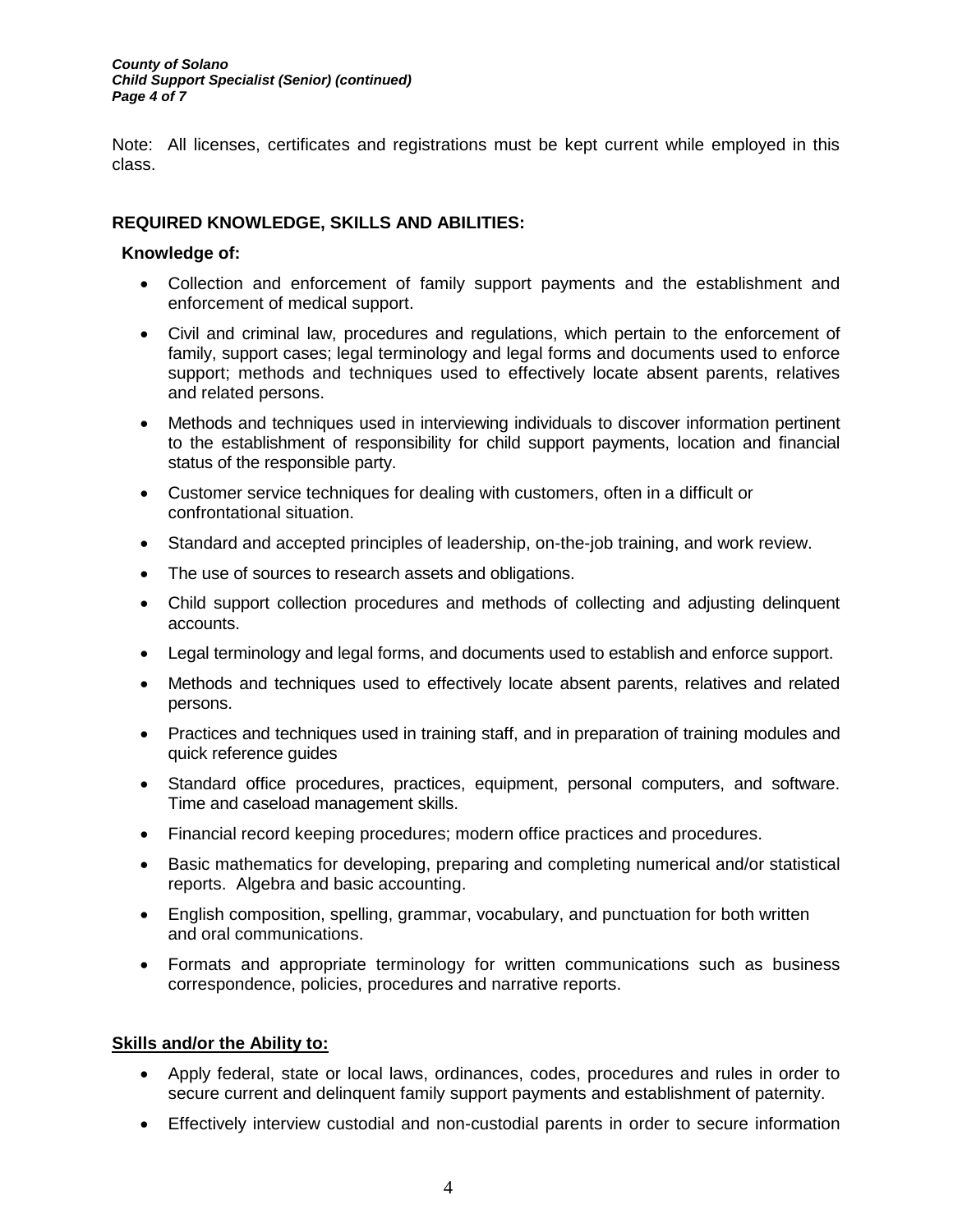Note: All licenses, certificates and registrations must be kept current while employed in this class.

## REQUIRED KNOWLEDGE, SKILLS AND ABILITIES:

**Knowledge of:**

- Collection and enforcement of family support payments and the establishment and enforcement of medical support.
- Civil and criminal law, procedures and regulations, which pertain to the enforcement of family, support cases; legal terminology and legal forms and documents used to enforce support; methods and techniques used to effectively locate absent parents, relatives and related persons.
- Methods and techniques used in interviewing individuals to discover information pertinent to the establishment of responsibility for child support payments, location and financial status of the responsible party.
- Customer service techniques for dealing with customers, often in a difficult or confrontational situation.
- Standard and accepted principles of leadership, on-the-job training, and work review.
- The use of sources to research assets and obligations.
- Child support collection procedures and methods of collecting and adjusting delinquent accounts.
- Legal terminology and legal forms, and documents used to establish and enforce support.
- Methods and techniques used to effectively locate absent parents, relatives and related persons.
- Practices and techniques used in training staff, and in preparation of training modules and quick reference guides
- Standard office procedures, practices, equipment, personal computers, and software. Time and caseload management skills.
- Financial record keeping procedures; modern office practices and procedures.
- Basic mathematics for developing, preparing and completing numerical and/or statistical reports. Algebra and basic accounting.
- English composition, spelling, grammar, vocabulary, and punctuation for both written and oral communications.
- Formats and appropriate terminology for written communications such as business correspondence, policies, procedures and narrative reports.

**Skills and/or the Ability to:**

- Apply federal, state or local laws, ordinances, codes, procedures and rules in order to secure current and delinquent family support payments and establishment of paternity.
- Effectively interview custodial and non-custodial parents in order to secure information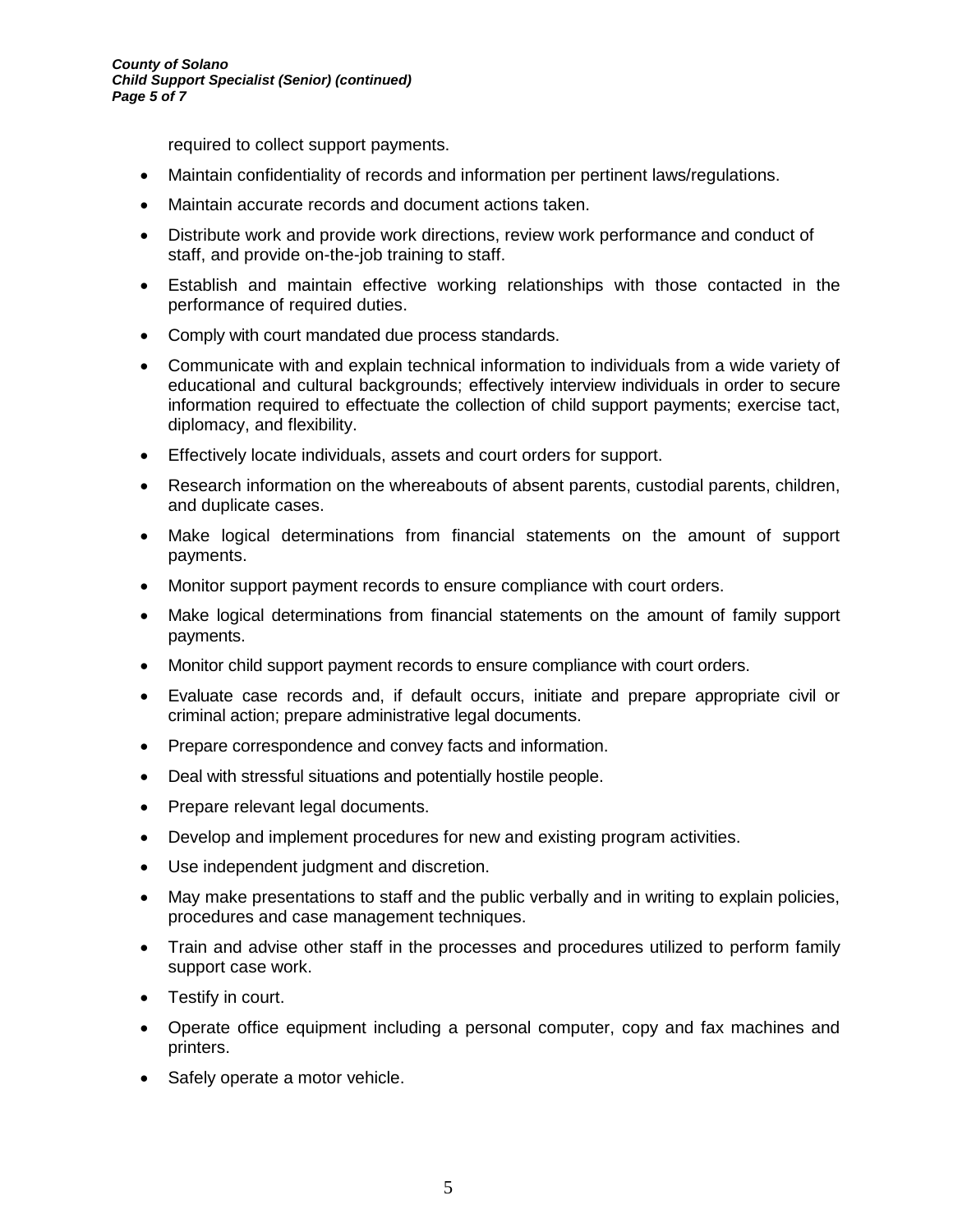required to collect support payments.

- Maintain confidentiality of records and information per pertinent laws/regulations.
- Maintain accurate records and document actions taken.
- Distribute work and provide work directions, review work performance and conduct of staff, and provide on-the-job training to staff.
- Establish and maintain effective working relationships with those contacted in the performance of required duties.
- Comply with court mandated due process standards.
- Communicate with and explain technical information to individuals from a wide variety of educational and cultural backgrounds; effectively interview individuals in order to secure information required to effectuate the collection of child support payments; exercise tact, diplomacy, and flexibility.
- Effectively locate individuals, assets and court orders for support.
- Research information on the whereabouts of absent parents, custodial parents, children, and duplicate cases.
- Make logical determinations from financial statements on the amount of support payments.
- Monitor support payment records to ensure compliance with court orders.
- Make logical determinations from financial statements on the amount of family support payments.
- Monitor child support payment records to ensure compliance with court orders.
- Evaluate case records and, if default occurs, initiate and prepare appropriate civil or criminal action; prepare administrative legal documents.
- Prepare correspondence and convey facts and information.
- Deal with stressful situations and potentially hostile people.
- Prepare relevant legal documents.
- Develop and implement procedures for new and existing program activities.
- Use independent judgment and discretion.
- May make presentations to staff and the public verbally and in writing to explain policies, procedures and case management techniques.
- Train and advise other staff in the processes and procedures utilized to perform family support case work.
- Testify in court.
- Operate office equipment including a personal computer, copy and fax machines and printers.
- Safely operate a motor vehicle.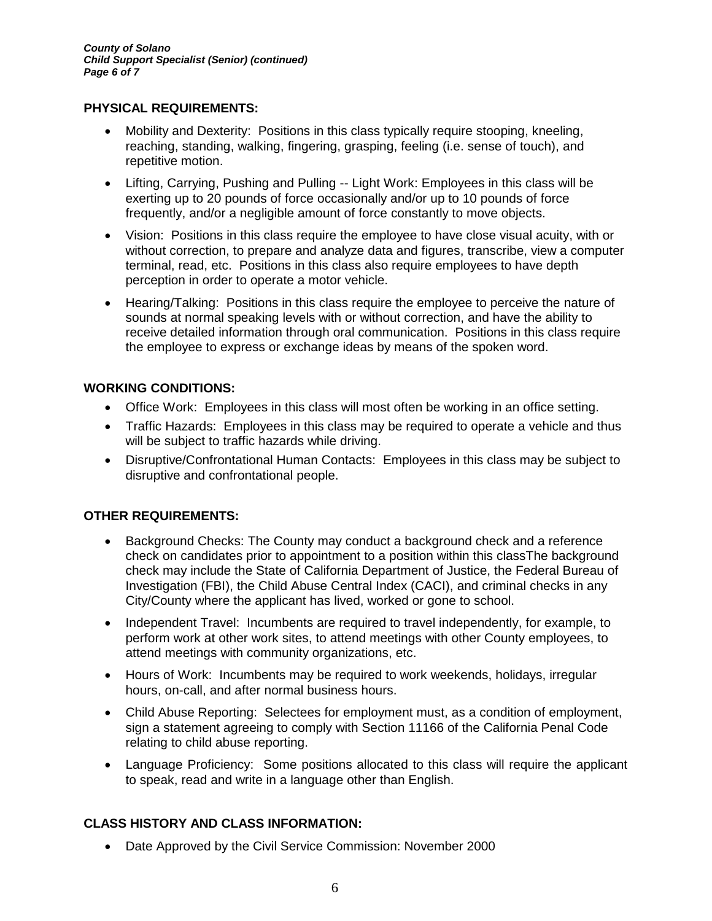## PHYSICAL REQUIREMENTS:

- Mobility and Dexterity: Positions in this class typically require stooping, kneeling, reaching, standing, walking, fingering, grasping, feeling (i.e. sense of touch), and repetitive motion.
- Lifting, Carrying, Pushing and Pulling -- Light Work: Employees in this class will be exerting up to 20 pounds of force occasionally and/or up to 10 pounds of force frequently, and/or a negligible amount of force constantly to move objects.
- Vision: Positions in this class require the employee to have close visual acuity, with or without correction, to prepare and analyze data and figures, transcribe, view a computer terminal, read, etc. Positions in this class also require employees to have depth perception in order to operate a motor vehicle.
- Hearing/Talking: Positions in this class require the employee to perceive the nature of sounds at normal speaking levels with or without correction, and have the ability to receive detailed information through oral communication. Positions in this class require the employee to express or exchange ideas by means of the spoken word.

## WORKING CONDITIONS:

- Office Work: Employees in this class will most often be working in an office setting.
- Traffic Hazards: Employees in this class may be required to operate a vehicle and thus will be subject to traffic hazards while driving.
- Disruptive/Confrontational Human Contacts: Employees in this class may be subject to disruptive and confrontational people.

## OTHER REQUIREMENTS:

- Background Checks: The County may conduct a background check and a reference check on candidates prior to appointment to a position within this classThe background check may include the State of California Department of Justice, the Federal Bureau of Investigation (FBI), the Child Abuse Central Index (CACI), and criminal checks in any City/County where the applicant has lived, worked or gone to school.
- Independent Travel: Incumbents are required to travel independently, for example, to perform work at other work sites, to attend meetings with other County employees, to attend meetings with community organizations, etc.
- Hours of Work: Incumbents may be required to work weekends, holidays, irregular hours, on-call, and after normal business hours.
- Child Abuse Reporting: Selectees for employment must, as a condition of employment, sign a statement agreeing to comply with Section 11166 of the California Penal Code relating to child abuse reporting.
- Language Proficiency: Some positions allocated to this class will require the applicant to speak, read and write in a language other than English.

## CLASS HISTORY AND CLASS INFORMATION:

- Date Approved by the Civil Service Commission: November 2000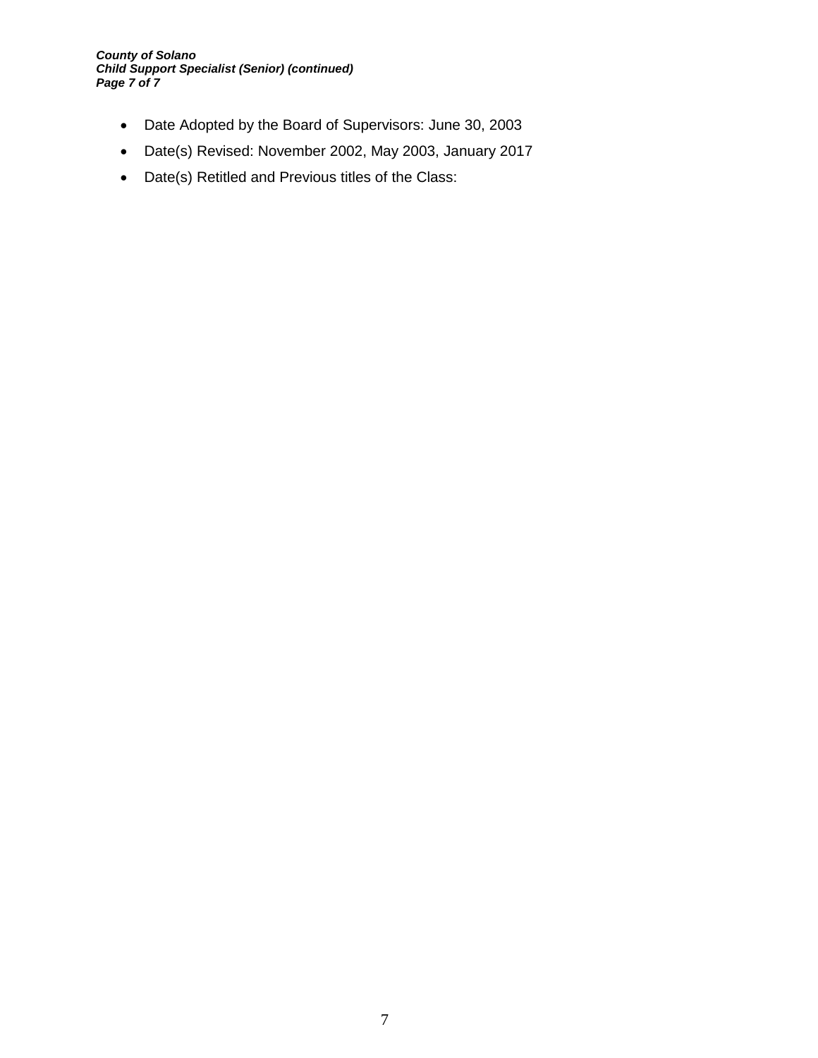- Date Adopted by the Board of Supervisors: June 30, 2003
- Date(s) Revised: November 2002, May 2003, January 2017
- Date(s) Retitled and Previous titles of the Class: